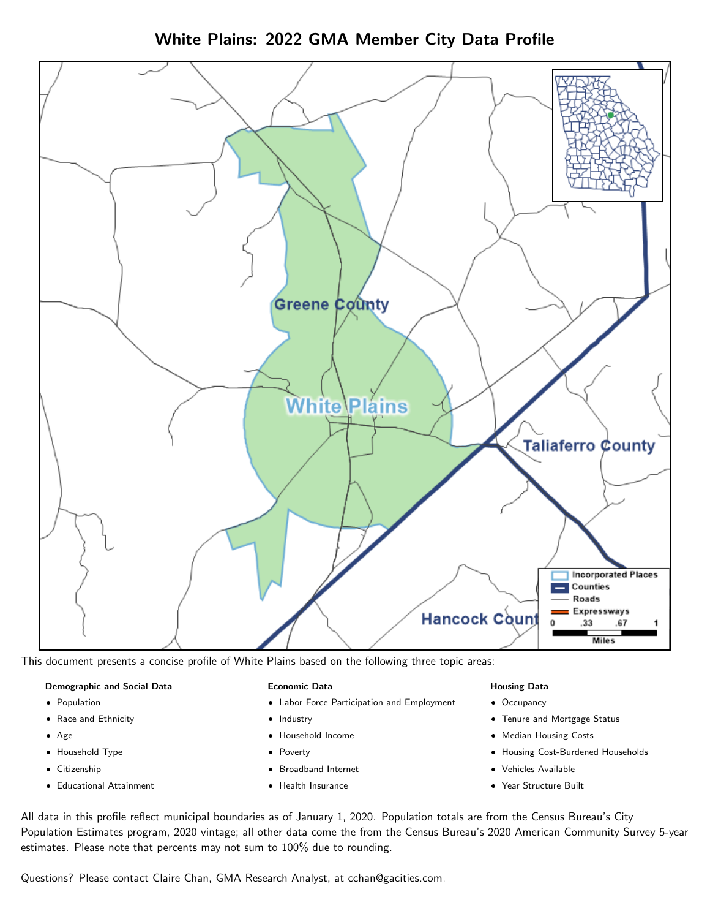# White Plains: 2022 GMA Member City Data Profile

This document presents a concise profile of White Plains based on the following three topic areas:

**Demographic and Social Data**

- Population
- Race and Ethnicity
- Age
- Household Type
- Citizenship
- Educational Attainment

**Economic Data**

- Labor Force Participation and Employment
- Industry
- Household Income
- Poverty
- Broadband Internet
- Health Insurance

**Housing Data**

- Occupancy
- Tenure and Mortgage Status
- Median Housing Costs
- Housing Cost-Burdened Households
- Vehicles Available
- Year Structure Built

All data in this profile reflect municipal boundaries as of January 1, 2020. Population totals are from the Census Bureau's City Population Estimates program, 2020 vintage; all other data come the from the Census Bureau's 2020 American Community Survey 5-year estimates. Please note that percents may not sum to 100% due to rounding.

Questions? Please contact Claire Chan, GMA Research Analyst, at cchan@gacities.com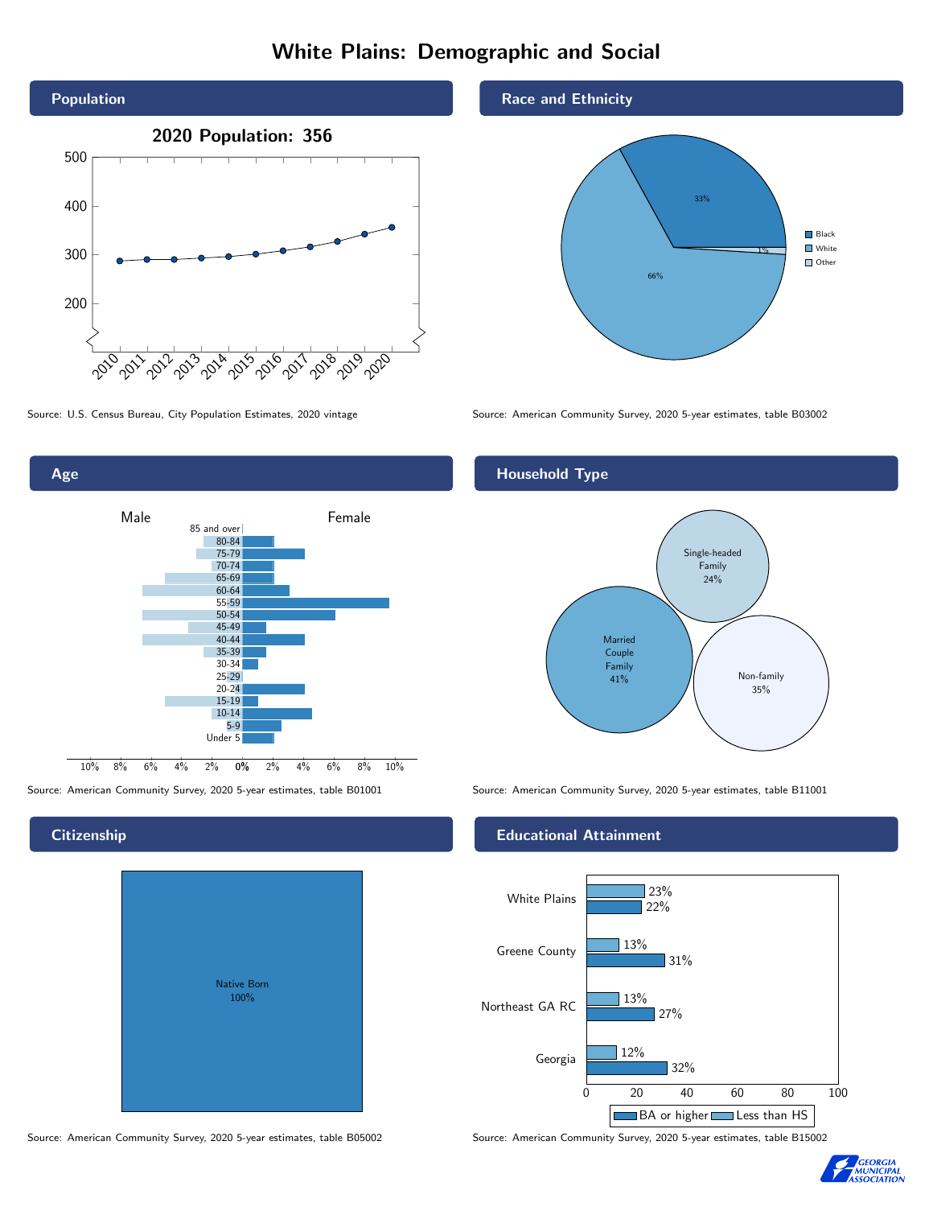# White Plains: Demographic and Social

## Population

**2020 Population: 356**

Source: U.S. Census Bureau, City Population Estimates, 2020 vintage

## Race and Ethnicity

| Race | Percent |
|---|---|
| Black | 33% |
| White | 66% |
| Other | 1% |

Source: American Community Survey, 2020 5-year estimates, table B03002

## Age

Source: American Community Survey, 2020 5-year estimates, table B01001

## Household Type

| Household Type | Percent |
|---|---|
| Married Couple Family | 41% |
| Single-headed Family | 24% |
| Non-family | 35% |

Source: American Community Survey, 2020 5-year estimates, table B11001

## Citizenship

Native Born 100%

Source: American Community Survey, 2020 5-year estimates, table B05002

## Educational Attainment

| | Less than HS | BA or higher |
|---|---|---|
| White Plains | 23% | 22% |
| Greene County | 13% | 31% |
| Northeast GA RC | 13% | 27% |
| Georgia | 12% | 32% |

Source: American Community Survey, 2020 5-year estimates, table B15002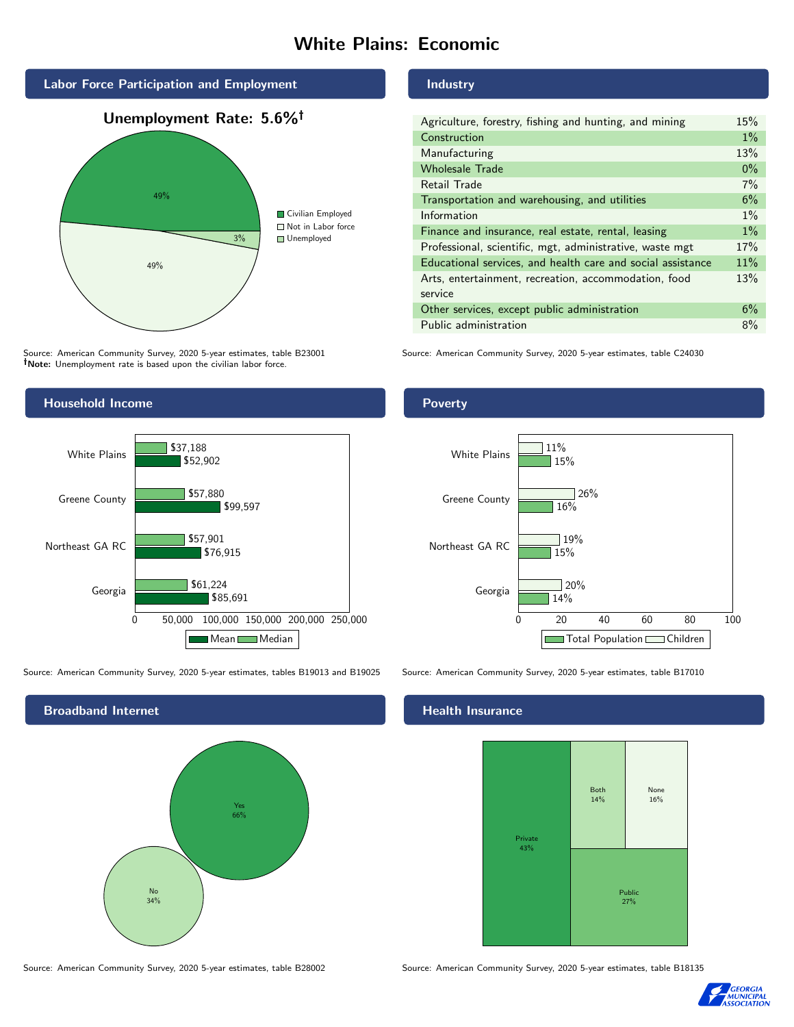# White Plains: Economic

## Labor Force Participation and Employment

**Unemployment Rate: 5.6%†**

| Category | Percent |
|---|---|
| Civilian Employed | 49% |
| Not in Labor force | 49% |
| Unemployed | 3% |

Source: American Community Survey, 2020 5-year estimates, table B23001
**†Note:** Unemployment rate is based upon the civilian labor force.

## Industry

| Industry | Percent |
|---|---|
| Agriculture, forestry, fishing and hunting, and mining | 15% |
| Construction | 1% |
| Manufacturing | 13% |
| Wholesale Trade | 0% |
| Retail Trade | 7% |
| Transportation and warehousing, and utilities | 6% |
| Information | 1% |
| Finance and insurance, real estate, rental, leasing | 1% |
| Professional, scientific, mgt, administrative, waste mgt | 17% |
| Educational services, and health care and social assistance | 11% |
| Arts, entertainment, recreation, accommodation, food service | 13% |
| Other services, except public administration | 6% |
| Public administration | 8% |

Source: American Community Survey, 2020 5-year estimates, table C24030

## Household Income

| | Median | Mean |
|---|---|---|
| White Plains | $37,188 | $52,902 |
| Greene County | $57,880 | $99,597 |
| Northeast GA RC | $57,901 | $76,915 |
| Georgia | $61,224 | $85,691 |

Source: American Community Survey, 2020 5-year estimates, tables B19013 and B19025

## Poverty

| | Children | Total Population |
|---|---|---|
| White Plains | 11% | 15% |
| Greene County | 26% | 16% |
| Northeast GA RC | 19% | 15% |
| Georgia | 20% | 14% |

Source: American Community Survey, 2020 5-year estimates, table B17010

## Broadband Internet

| | Percent |
|---|---|
| Yes | 66% |
| No | 34% |

Source: American Community Survey, 2020 5-year estimates, table B28002

## Health Insurance

| | Percent |
|---|---|
| Private | 43% |
| Public | 27% |
| Both | 14% |
| None | 16% |

Source: American Community Survey, 2020 5-year estimates, table B18135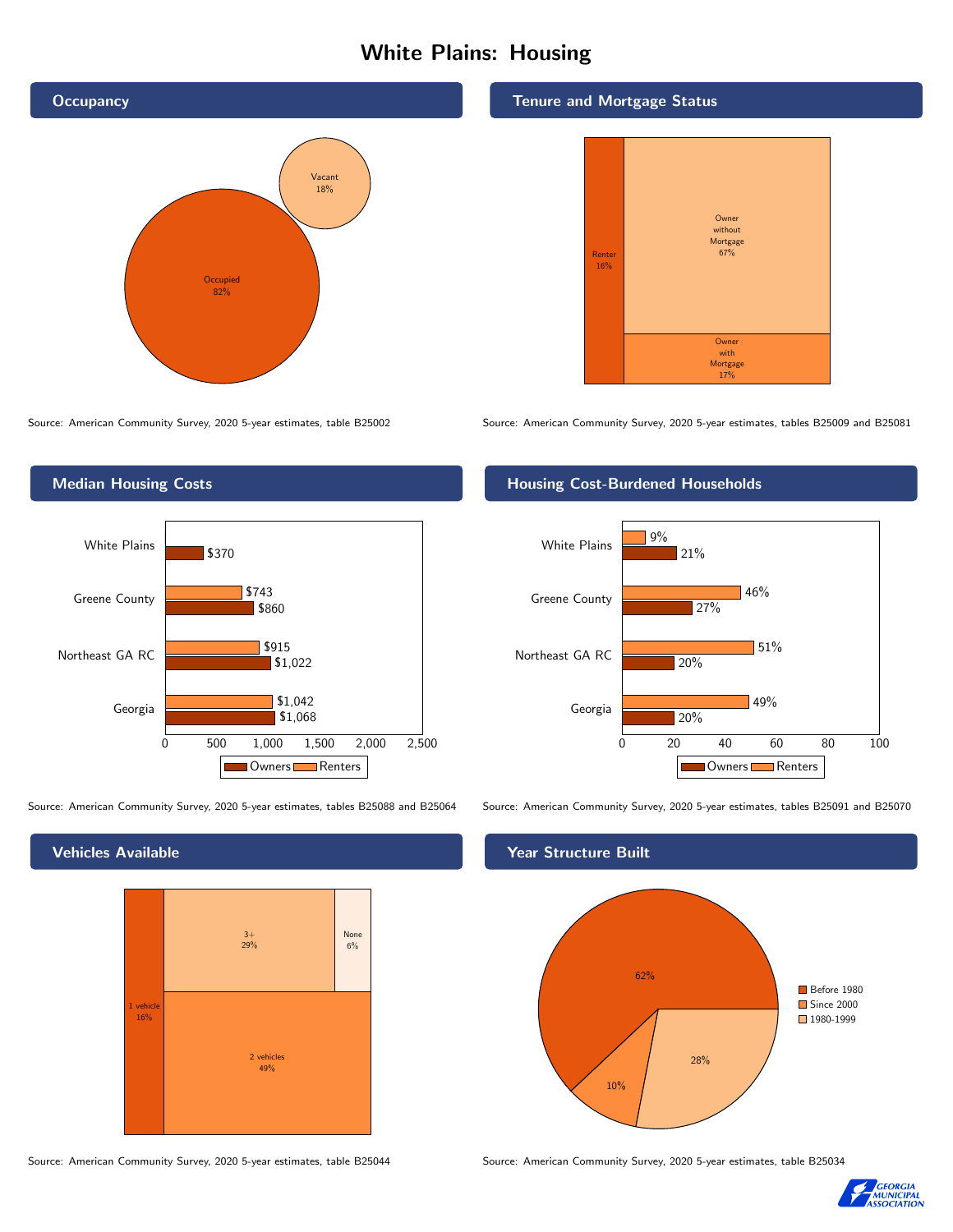# White Plains: Housing

## Occupancy

Vacant
18%

Occupied
82%

Source: American Community Survey, 2020 5-year estimates, table B25002

## Tenure and Mortgage Status

Renter
16%

Owner
without
Mortgage
67%

Owner
with
Mortgage
17%

Source: American Community Survey, 2020 5-year estimates, tables B25009 and B25081

## Median Housing Costs

White Plains
$370

Greene County
$743
$860

Northeast GA RC
$915
$1,022

Georgia
$1,042
$1,068

0 500 1,000 1,500 2,000 2,500

Owners Renters

Source: American Community Survey, 2020 5-year estimates, tables B25088 and B25064

## Housing Cost-Burdened Households

White Plains
9%
21%

Greene County
46%
27%

Northeast GA RC
51%
20%

Georgia
49%
20%

0 20 40 60 80 100

Owners Renters

Source: American Community Survey, 2020 5-year estimates, tables B25091 and B25070

## Vehicles Available

1 vehicle
16%

3+
29%

None
6%

2 vehicles
49%

Source: American Community Survey, 2020 5-year estimates, table B25044

## Year Structure Built

62%

10%

28%

Before 1980
Since 2000
1980-1999

Source: American Community Survey, 2020 5-year estimates, table B25034

GEORGIA MUNICIPAL ASSOCIATION